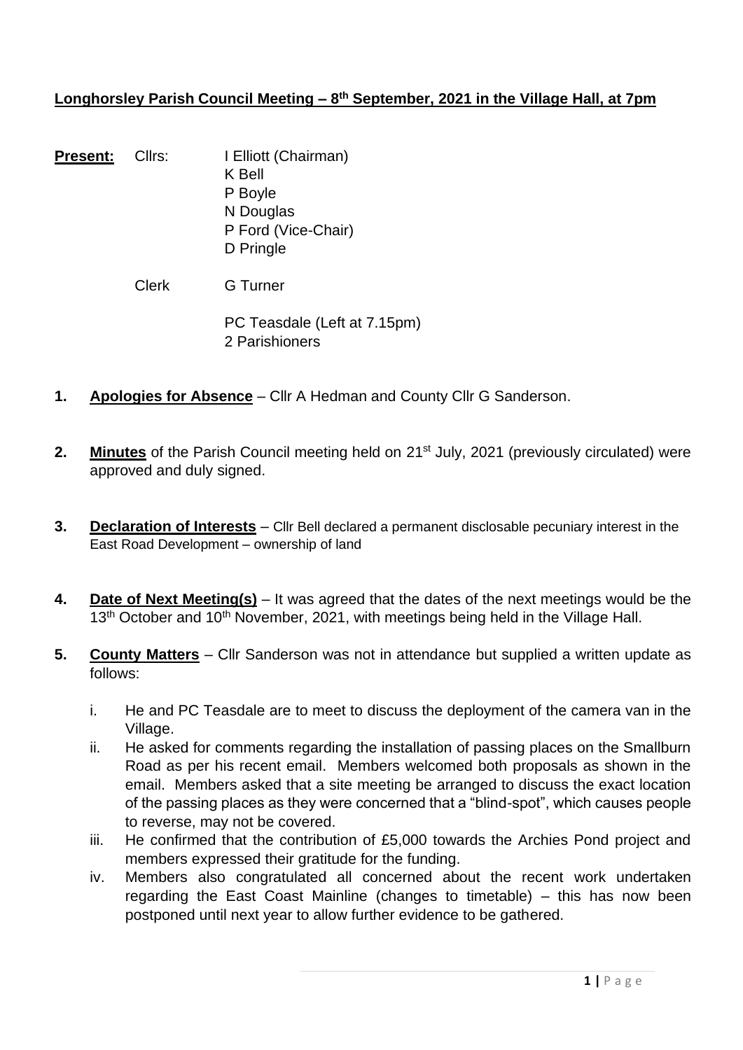**Longhorsley Parish Council Meeting – 8th September, 2021 in the Village Hall, at 7pm**

**Present:** Cllrs: I Elliott (Chairman)
K Bell
P Boyle
N Douglas
P Ford (Vice-Chair)
D Pringle

Clerk G Turner

PC Teasdale (Left at 7.15pm)
2 Parishioners

1. **Apologies for Absence** – Cllr A Hedman and County Cllr G Sanderson.

2. **Minutes** of the Parish Council meeting held on 21st July, 2021 (previously circulated) were approved and duly signed.

3. **Declaration of Interests** – Cllr Bell declared a permanent disclosable pecuniary interest in the East Road Development – ownership of land

4. **Date of Next Meeting(s)** – It was agreed that the dates of the next meetings would be the 13th October and 10th November, 2021, with meetings being held in the Village Hall.

5. **County Matters** – Cllr Sanderson was not in attendance but supplied a written update as follows:

   i. He and PC Teasdale are to meet to discuss the deployment of the camera van in the Village.
   ii. He asked for comments regarding the installation of passing places on the Smallburn Road as per his recent email. Members welcomed both proposals as shown in the email. Members asked that a site meeting be arranged to discuss the exact location of the passing places as they were concerned that a "blind-spot", which causes people to reverse, may not be covered.
   iii. He confirmed that the contribution of £5,000 towards the Archies Pond project and members expressed their gratitude for the funding.
   iv. Members also congratulated all concerned about the recent work undertaken regarding the East Coast Mainline (changes to timetable) – this has now been postponed until next year to allow further evidence to be gathered.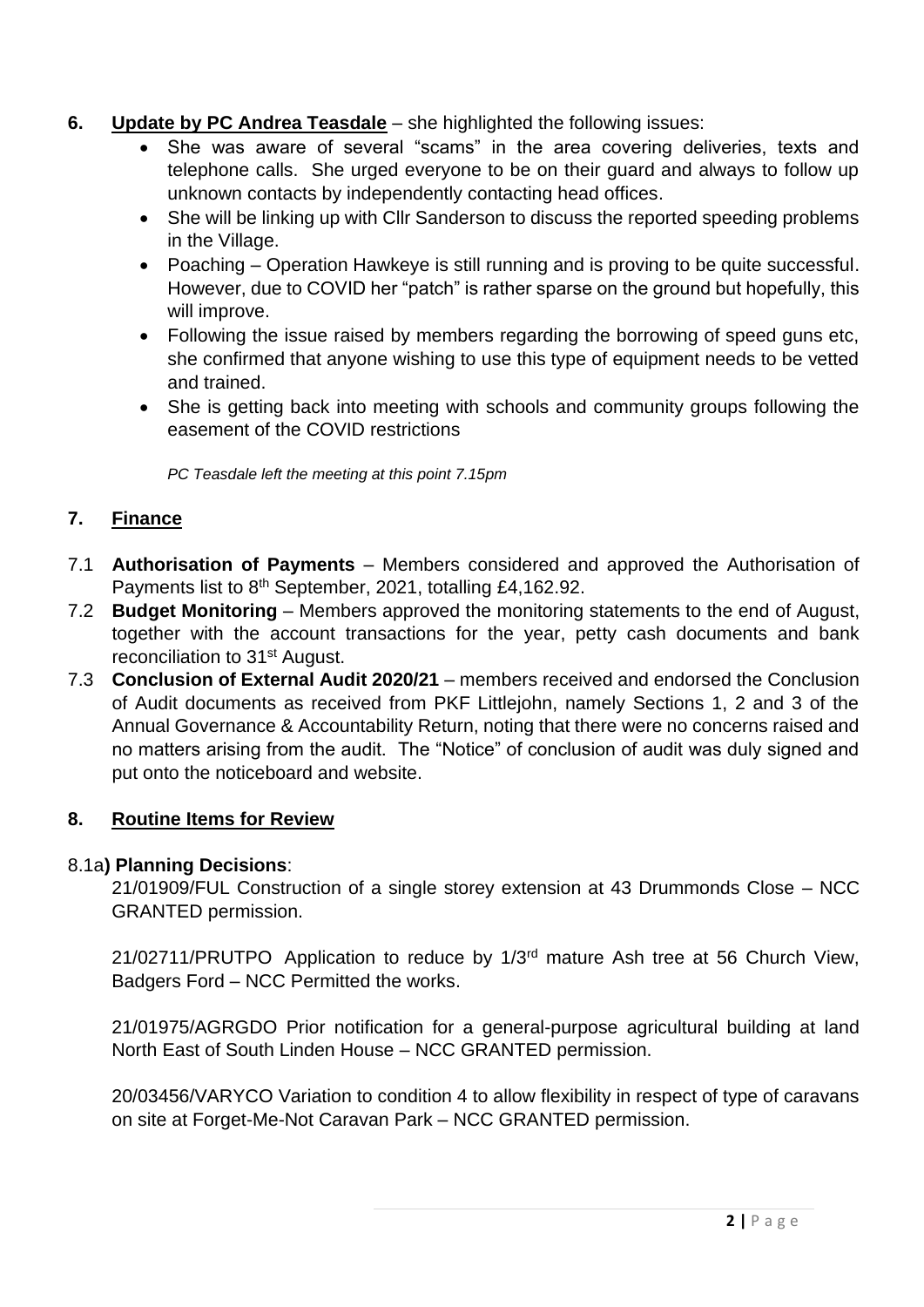## 6. Update by PC Andrea Teasdale – she highlighted the following issues:

- She was aware of several "scams" in the area covering deliveries, texts and telephone calls. She urged everyone to be on their guard and always to follow up unknown contacts by independently contacting head offices.
- She will be linking up with Cllr Sanderson to discuss the reported speeding problems in the Village.
- Poaching – Operation Hawkeye is still running and is proving to be quite successful. However, due to COVID her "patch" is rather sparse on the ground but hopefully, this will improve.
- Following the issue raised by members regarding the borrowing of speed guns etc, she confirmed that anyone wishing to use this type of equipment needs to be vetted and trained.
- She is getting back into meeting with schools and community groups following the easement of the COVID restrictions

*PC Teasdale left the meeting at this point 7.15pm*

## 7. Finance

7.1 **Authorisation of Payments** – Members considered and approved the Authorisation of Payments list to 8th September, 2021, totalling £4,162.92.

7.2 **Budget Monitoring** – Members approved the monitoring statements to the end of August, together with the account transactions for the year, petty cash documents and bank reconciliation to 31st August.

7.3 **Conclusion of External Audit 2020/21** – members received and endorsed the Conclusion of Audit documents as received from PKF Littlejohn, namely Sections 1, 2 and 3 of the Annual Governance & Accountability Return, noting that there were no concerns raised and no matters arising from the audit. The "Notice" of conclusion of audit was duly signed and put onto the noticeboard and website.

## 8. Routine Items for Review

8.1a**) Planning Decisions**:

21/01909/FUL Construction of a single storey extension at 43 Drummonds Close – NCC GRANTED permission.

21/02711/PRUTPO Application to reduce by 1/3rd mature Ash tree at 56 Church View, Badgers Ford – NCC Permitted the works.

21/01975/AGRGDO Prior notification for a general-purpose agricultural building at land North East of South Linden House – NCC GRANTED permission.

20/03456/VARYCO Variation to condition 4 to allow flexibility in respect of type of caravans on site at Forget-Me-Not Caravan Park – NCC GRANTED permission.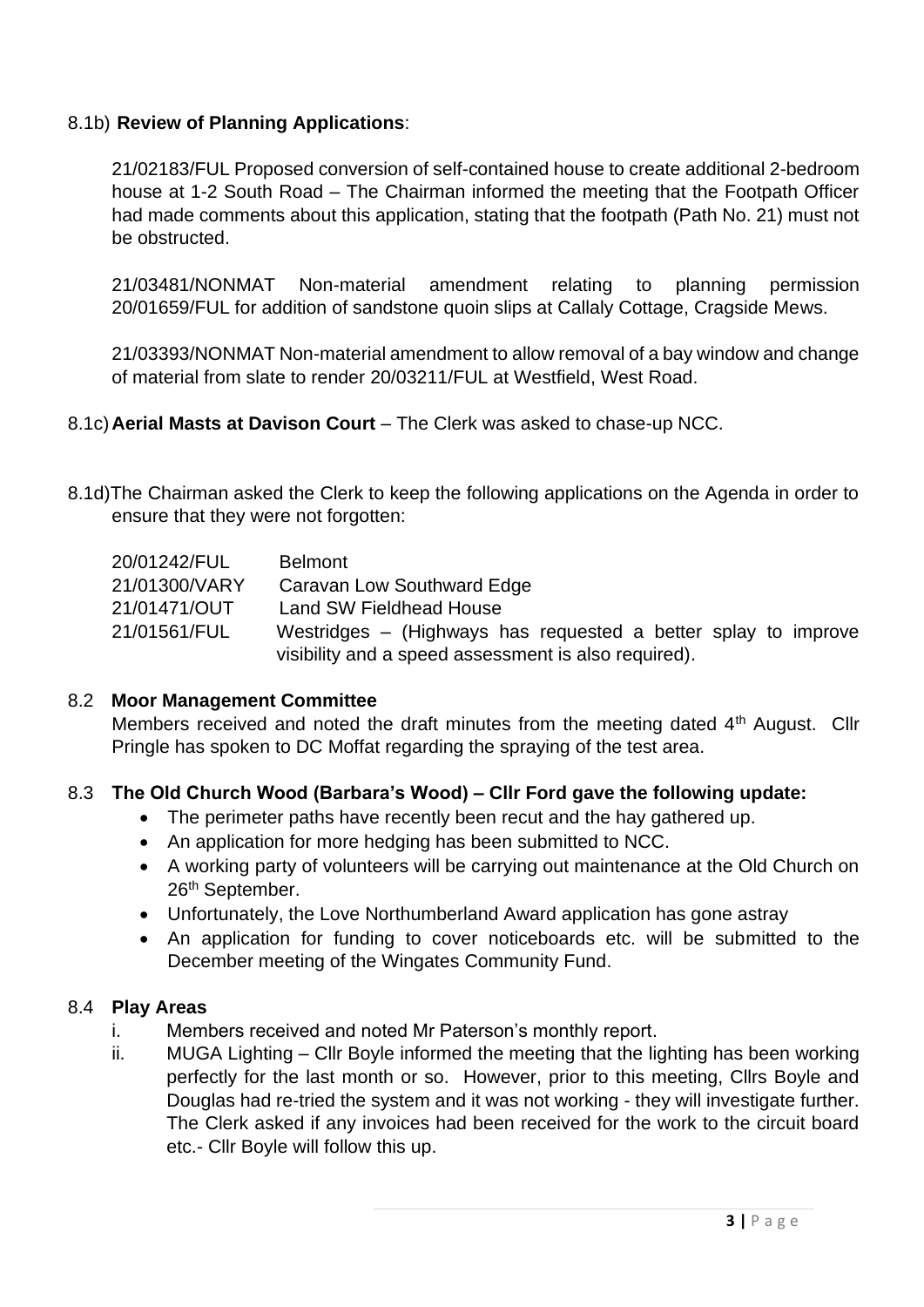8.1b) **Review of Planning Applications**:

21/02183/FUL Proposed conversion of self-contained house to create additional 2-bedroom house at 1-2 South Road – The Chairman informed the meeting that the Footpath Officer had made comments about this application, stating that the footpath (Path No. 21) must not be obstructed.

21/03481/NONMAT Non-material amendment relating to planning permission 20/01659/FUL for addition of sandstone quoin slips at Callaly Cottage, Cragside Mews.

21/03393/NONMAT Non-material amendment to allow removal of a bay window and change of material from slate to render 20/03211/FUL at Westfield, West Road.

8.1c) **Aerial Masts at Davison Court** – The Clerk was asked to chase-up NCC.

8.1d) The Chairman asked the Clerk to keep the following applications on the Agenda in order to ensure that they were not forgotten:

| | |
|---|---|
| 20/01242/FUL | Belmont |
| 21/01300/VARY | Caravan Low Southward Edge |
| 21/01471/OUT | Land SW Fieldhead House |
| 21/01561/FUL | Westridges – (Highways has requested a better splay to improve visibility and a speed assessment is also required). |

## 8.2 Moor Management Committee

Members received and noted the draft minutes from the meeting dated 4th August. Cllr Pringle has spoken to DC Moffat regarding the spraying of the test area.

## 8.3 The Old Church Wood (Barbara's Wood) – Cllr Ford gave the following update:

- The perimeter paths have recently been recut and the hay gathered up.
- An application for more hedging has been submitted to NCC.
- A working party of volunteers will be carrying out maintenance at the Old Church on 26th September.
- Unfortunately, the Love Northumberland Award application has gone astray
- An application for funding to cover noticeboards etc. will be submitted to the December meeting of the Wingates Community Fund.

## 8.4 Play Areas

i. Members received and noted Mr Paterson's monthly report.

ii. MUGA Lighting – Cllr Boyle informed the meeting that the lighting has been working perfectly for the last month or so. However, prior to this meeting, Cllrs Boyle and Douglas had re-tried the system and it was not working - they will investigate further. The Clerk asked if any invoices had been received for the work to the circuit board etc.- Cllr Boyle will follow this up.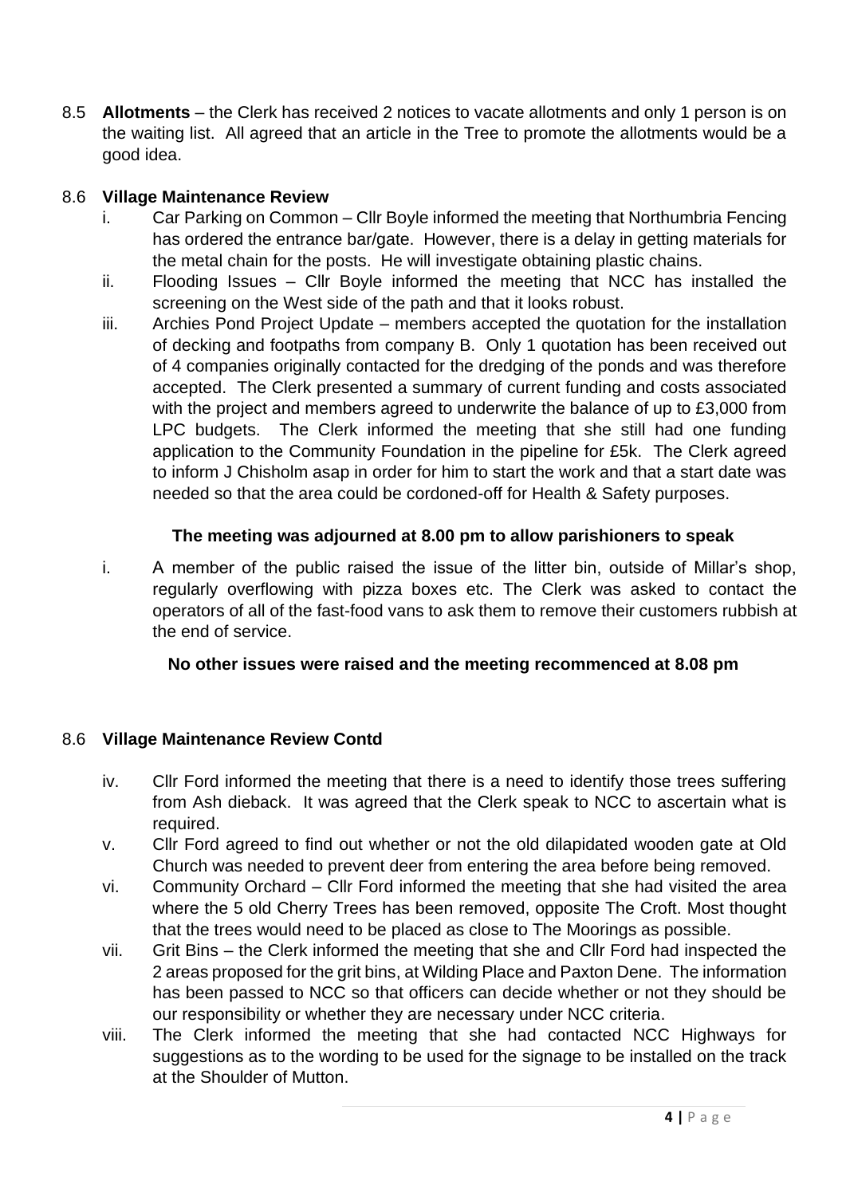8.5 **Allotments** – the Clerk has received 2 notices to vacate allotments and only 1 person is on the waiting list. All agreed that an article in the Tree to promote the allotments would be a good idea.

8.6 **Village Maintenance Review**

i. Car Parking on Common – Cllr Boyle informed the meeting that Northumbria Fencing has ordered the entrance bar/gate. However, there is a delay in getting materials for the metal chain for the posts. He will investigate obtaining plastic chains.

ii. Flooding Issues – Cllr Boyle informed the meeting that NCC has installed the screening on the West side of the path and that it looks robust.

iii. Archies Pond Project Update – members accepted the quotation for the installation of decking and footpaths from company B. Only 1 quotation has been received out of 4 companies originally contacted for the dredging of the ponds and was therefore accepted. The Clerk presented a summary of current funding and costs associated with the project and members agreed to underwrite the balance of up to £3,000 from LPC budgets. The Clerk informed the meeting that she still had one funding application to the Community Foundation in the pipeline for £5k. The Clerk agreed to inform J Chisholm asap in order for him to start the work and that a start date was needed so that the area could be cordoned-off for Health & Safety purposes.

**The meeting was adjourned at 8.00 pm to allow parishioners to speak**

i. A member of the public raised the issue of the litter bin, outside of Millar's shop, regularly overflowing with pizza boxes etc. The Clerk was asked to contact the operators of all of the fast-food vans to ask them to remove their customers rubbish at the end of service.

**No other issues were raised and the meeting recommenced at 8.08 pm**

8.6 **Village Maintenance Review Contd**

iv. Cllr Ford informed the meeting that there is a need to identify those trees suffering from Ash dieback. It was agreed that the Clerk speak to NCC to ascertain what is required.

v. Cllr Ford agreed to find out whether or not the old dilapidated wooden gate at Old Church was needed to prevent deer from entering the area before being removed.

vi. Community Orchard – Cllr Ford informed the meeting that she had visited the area where the 5 old Cherry Trees has been removed, opposite The Croft. Most thought that the trees would need to be placed as close to The Moorings as possible.

vii. Grit Bins – the Clerk informed the meeting that she and Cllr Ford had inspected the 2 areas proposed for the grit bins, at Wilding Place and Paxton Dene. The information has been passed to NCC so that officers can decide whether or not they should be our responsibility or whether they are necessary under NCC criteria.

viii. The Clerk informed the meeting that she had contacted NCC Highways for suggestions as to the wording to be used for the signage to be installed on the track at the Shoulder of Mutton.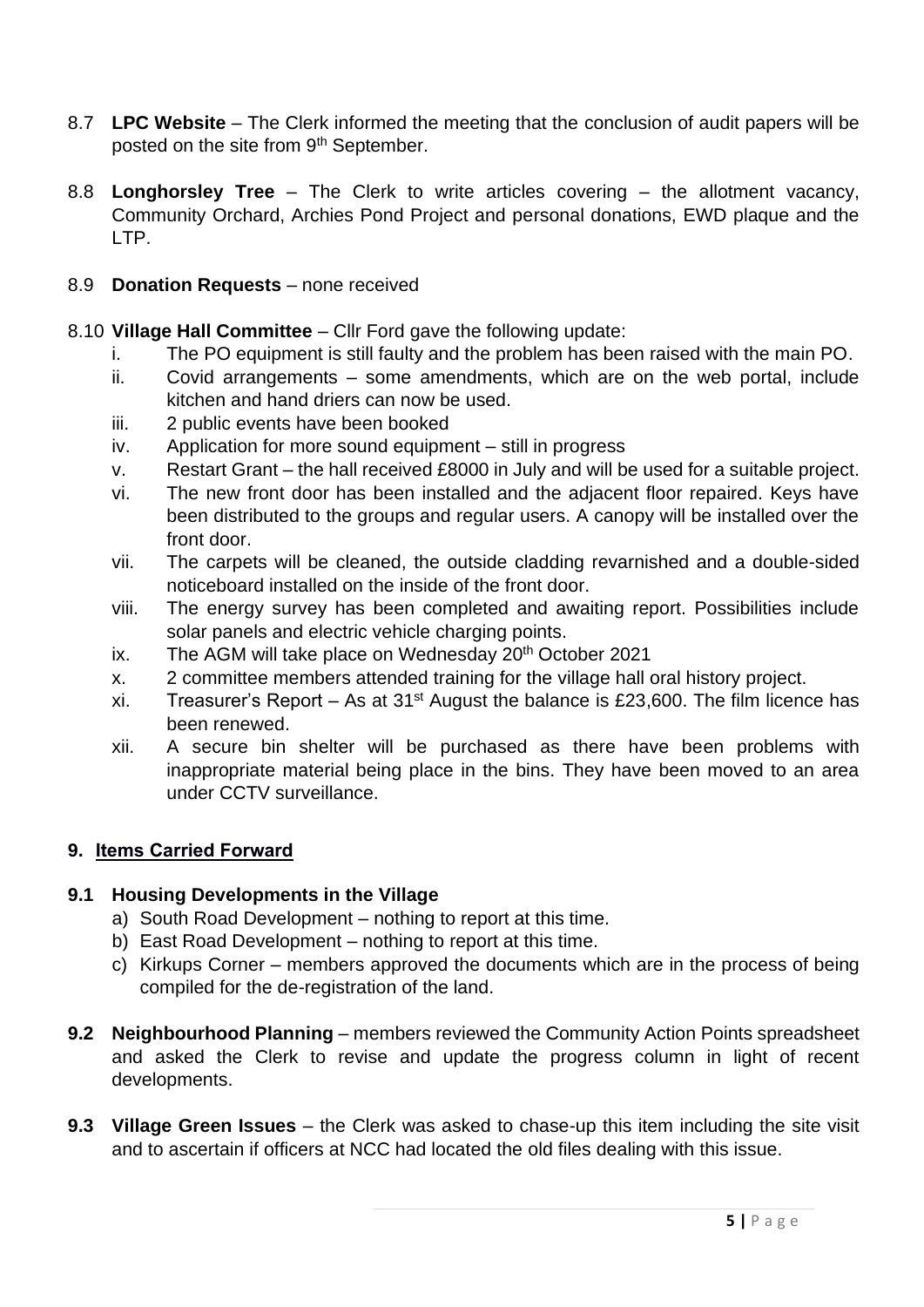8.7 **LPC Website** – The Clerk informed the meeting that the conclusion of audit papers will be posted on the site from 9th September.

8.8 **Longhorsley Tree** – The Clerk to write articles covering – the allotment vacancy, Community Orchard, Archies Pond Project and personal donations, EWD plaque and the LTP.

8.9 **Donation Requests** – none received

8.10 **Village Hall Committee** – Cllr Ford gave the following update:

i. The PO equipment is still faulty and the problem has been raised with the main PO.
ii. Covid arrangements – some amendments, which are on the web portal, include kitchen and hand driers can now be used.
iii. 2 public events have been booked
iv. Application for more sound equipment – still in progress
v. Restart Grant – the hall received £8000 in July and will be used for a suitable project.
vi. The new front door has been installed and the adjacent floor repaired. Keys have been distributed to the groups and regular users. A canopy will be installed over the front door.
vii. The carpets will be cleaned, the outside cladding revarnished and a double-sided noticeboard installed on the inside of the front door.
viii. The energy survey has been completed and awaiting report. Possibilities include solar panels and electric vehicle charging points.
ix. The AGM will take place on Wednesday 20th October 2021
x. 2 committee members attended training for the village hall oral history project.
xi. Treasurer's Report – As at 31st August the balance is £23,600. The film licence has been renewed.
xii. A secure bin shelter will be purchased as there have been problems with inappropriate material being place in the bins. They have been moved to an area under CCTV surveillance.

## 9. Items Carried Forward

**9.1 Housing Developments in the Village**

a) South Road Development – nothing to report at this time.
b) East Road Development – nothing to report at this time.
c) Kirkups Corner – members approved the documents which are in the process of being compiled for the de-registration of the land.

**9.2 Neighbourhood Planning** – members reviewed the Community Action Points spreadsheet and asked the Clerk to revise and update the progress column in light of recent developments.

**9.3 Village Green Issues** – the Clerk was asked to chase-up this item including the site visit and to ascertain if officers at NCC had located the old files dealing with this issue.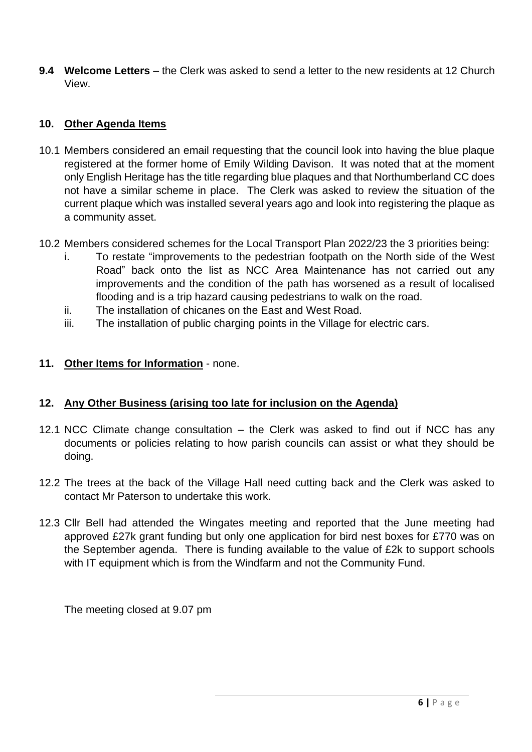**9.4 Welcome Letters** – the Clerk was asked to send a letter to the new residents at 12 Church View.

## 10. Other Agenda Items

10.1 Members considered an email requesting that the council look into having the blue plaque registered at the former home of Emily Wilding Davison. It was noted that at the moment only English Heritage has the title regarding blue plaques and that Northumberland CC does not have a similar scheme in place. The Clerk was asked to review the situation of the current plaque which was installed several years ago and look into registering the plaque as a community asset.

10.2 Members considered schemes for the Local Transport Plan 2022/23 the 3 priorities being:

i. To restate "improvements to the pedestrian footpath on the North side of the West Road" back onto the list as NCC Area Maintenance has not carried out any improvements and the condition of the path has worsened as a result of localised flooding and is a trip hazard causing pedestrians to walk on the road.

ii. The installation of chicanes on the East and West Road.

iii. The installation of public charging points in the Village for electric cars.

## 11. Other Items for Information - none.

## 12. Any Other Business (arising too late for inclusion on the Agenda)

12.1 NCC Climate change consultation – the Clerk was asked to find out if NCC has any documents or policies relating to how parish councils can assist or what they should be doing.

12.2 The trees at the back of the Village Hall need cutting back and the Clerk was asked to contact Mr Paterson to undertake this work.

12.3 Cllr Bell had attended the Wingates meeting and reported that the June meeting had approved £27k grant funding but only one application for bird nest boxes for £770 was on the September agenda. There is funding available to the value of £2k to support schools with IT equipment which is from the Windfarm and not the Community Fund.

The meeting closed at 9.07 pm